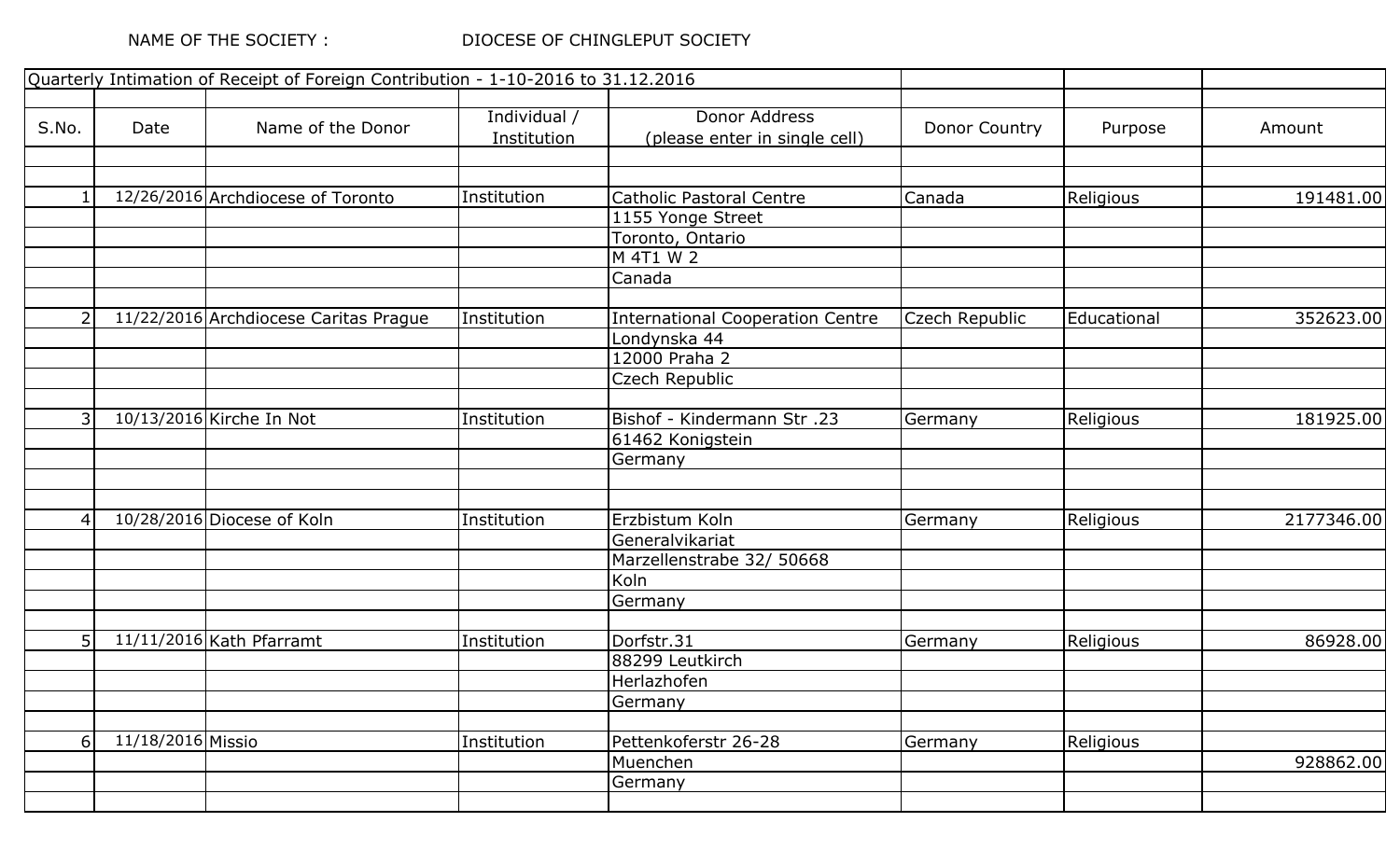NAME OF THE SOCIETY : DIOCESE OF CHINGLEPUT SOCIETY

Quarterly Intimation of Receipt of Foreign Contribution - 1-10-2016 to 31.12.2016

| S.No. | Date | Name of the Donor | Individual / Institution | Donor Address (please enter in single cell) | Donor Country | Purpose | Amount |
|---|---|---|---|---|---|---|---|
| 1 | 12/26/2016 | Archdiocese of Toronto | Institution | Catholic Pastoral Centre 1155 Yonge Street Toronto, Ontario M 4T1 W 2 Canada | Canada | Religious | 191481.00 |
| 2 | 11/22/2016 | Archdiocese Caritas Prague | Institution | International Cooperation Centre Londynska 44 12000 Praha 2 Czech Republic | Czech Republic | Educational | 352623.00 |
| 3 | 10/13/2016 | Kirche In Not | Institution | Bishof - Kindermann Str .23 61462 Konigstein Germany | Germany | Religious | 181925.00 |
| 4 | 10/28/2016 | Diocese of Koln | Institution | Erzbistum Koln Generalvikariat Marzellenstrabe 32/ 50668 Koln Germany | Germany | Religious | 2177346.00 |
| 5 | 11/11/2016 | Kath Pfarramt | Institution | Dorfstr.31 88299 Leutkirch Herlazhofen Germany | Germany | Religious | 86928.00 |
| 6 | 11/18/2016 | Missio | Institution | Pettenkoferstr 26-28 Muenchen Germany | Germany | Religious | 928862.00 |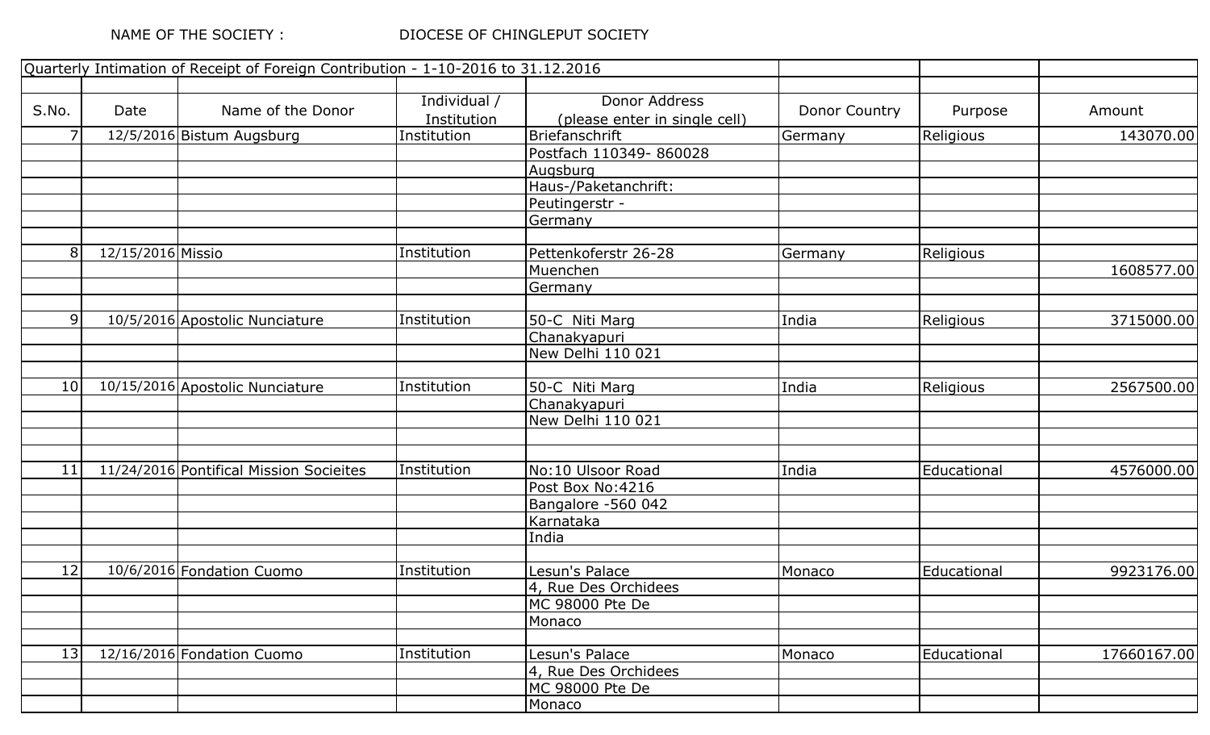NAME OF THE SOCIETY : DIOCESE OF CHINGLEPUT SOCIETY

| Quarterly Intimation of Receipt of Foreign Contribution - 1-10-2016 to 31.12.2016 | | | | | | | |
|---|---|---|---|---|---|---|---|
| S.No. | Date | Name of the Donor | Individual / Institution | Donor Address (please enter in single cell) | Donor Country | Purpose | Amount |
| 7 | 12/5/2016 | Bistum Augsburg | Institution | Briefanschrift | Germany | Religious | 143070.00 |
| | | | | Postfach 110349- 860028 | | | |
| | | | | Augsburg | | | |
| | | | | Haus-/Paketanchrift: | | | |
| | | | | Peutingerstr - | | | |
| | | | | Germany | | | |
| | | | | | | | |
| 8 | 12/15/2016 | Missio | Institution | Pettenkoferstr 26-28 | Germany | Religious | |
| | | | | Muenchen | | | 1608577.00 |
| | | | | Germany | | | |
| | | | | | | | |
| 9 | 10/5/2016 | Apostolic Nunciature | Institution | 50-C Niti Marg | India | Religious | 3715000.00 |
| | | | | Chanakyapuri | | | |
| | | | | New Delhi 110 021 | | | |
| | | | | | | | |
| 10 | 10/15/2016 | Apostolic Nunciature | Institution | 50-C Niti Marg | India | Religious | 2567500.00 |
| | | | | Chanakyapuri | | | |
| | | | | New Delhi 110 021 | | | |
| | | | | | | | |
| | | | | | | | |
| 11 | 11/24/2016 | Pontifical Mission Socieites | Institution | No:10 Ulsoor Road | India | Educational | 4576000.00 |
| | | | | Post Box No:4216 | | | |
| | | | | Bangalore -560 042 | | | |
| | | | | Karnataka | | | |
| | | | | India | | | |
| | | | | | | | |
| 12 | 10/6/2016 | Fondation Cuomo | Institution | Lesun's Palace | Monaco | Educational | 9923176.00 |
| | | | | 4, Rue Des Orchidees | | | |
| | | | | MC 98000 Pte De | | | |
| | | | | Monaco | | | |
| | | | | | | | |
| 13 | 12/16/2016 | Fondation Cuomo | Institution | Lesun's Palace | Monaco | Educational | 17660167.00 |
| | | | | 4, Rue Des Orchidees | | | |
| | | | | MC 98000 Pte De | | | |
| | | | | Monaco | | | |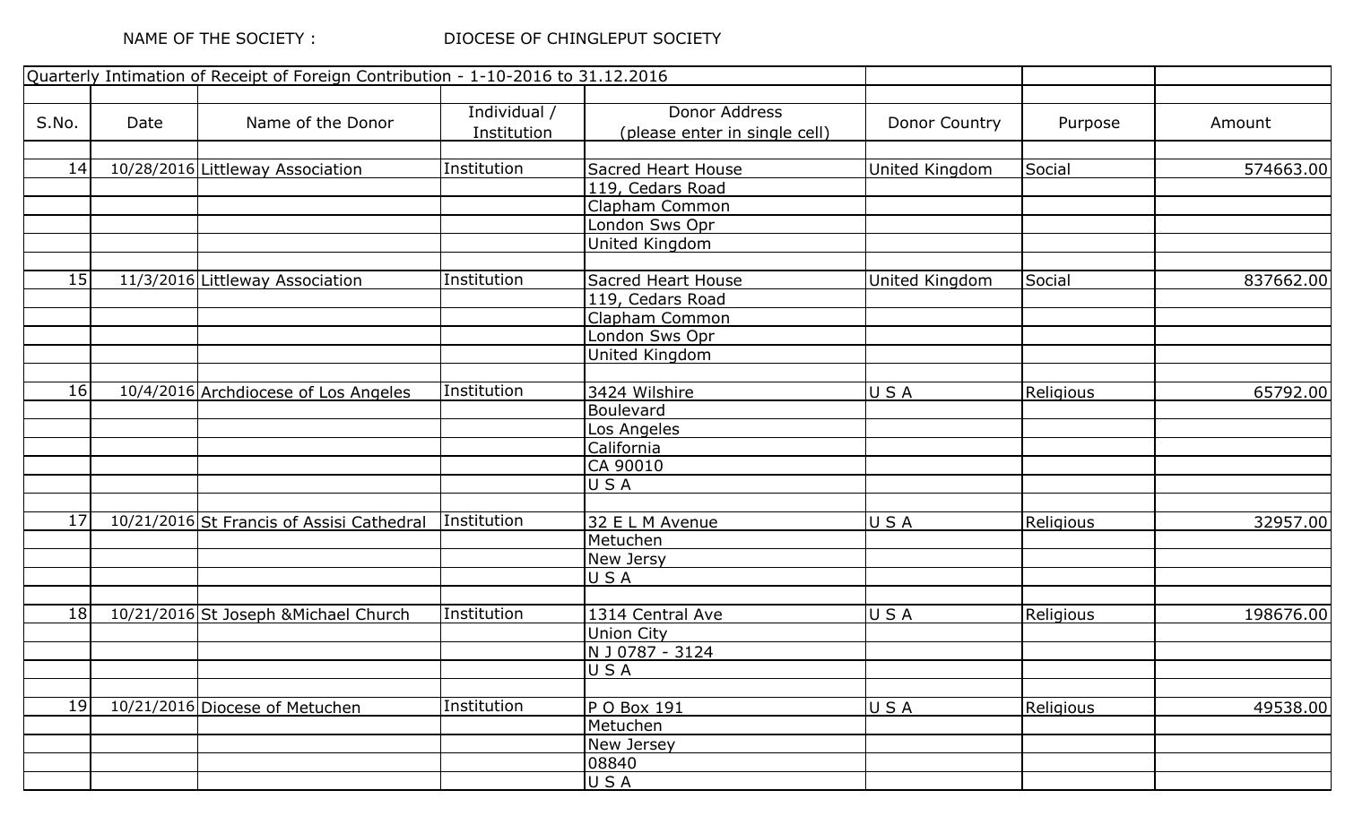NAME OF THE SOCIETY : DIOCESE OF CHINGLEPUT SOCIETY

| Quarterly Intimation of Receipt of Foreign Contribution - 1-10-2016 to 31.12.2016 | | | | | | | |
|---|---|---|---|---|---|---|---|
| S.No. | Date | Name of the Donor | Individual / Institution | Donor Address (please enter in single cell) | Donor Country | Purpose | Amount |
| 14 | 10/28/2016 | Littleway Association | Institution | Sacred Heart House | United Kingdom | Social | 574663.00 |
| | | | | 119, Cedars Road | | | |
| | | | | Clapham Common | | | |
| | | | | London Sws Opr | | | |
| | | | | United Kingdom | | | |
| 15 | 11/3/2016 | Littleway Association | Institution | Sacred Heart House | United Kingdom | Social | 837662.00 |
| | | | | 119, Cedars Road | | | |
| | | | | Clapham Common | | | |
| | | | | London Sws Opr | | | |
| | | | | United Kingdom | | | |
| 16 | 10/4/2016 | Archdiocese of Los Angeles | Institution | 3424 Wilshire | U S A | Religious | 65792.00 |
| | | | | Boulevard | | | |
| | | | | Los Angeles | | | |
| | | | | California | | | |
| | | | | CA 90010 | | | |
| | | | | U S A | | | |
| 17 | 10/21/2016 | St Francis of Assisi Cathedral | Institution | 32 E L M Avenue | U S A | Religious | 32957.00 |
| | | | | Metuchen | | | |
| | | | | New Jersy | | | |
| | | | | U S A | | | |
| 18 | 10/21/2016 | St Joseph &Michael Church | Institution | 1314 Central Ave | U S A | Religious | 198676.00 |
| | | | | Union City | | | |
| | | | | N J 0787 - 3124 | | | |
| | | | | U S A | | | |
| 19 | 10/21/2016 | Diocese of Metuchen | Institution | P O Box 191 | U S A | Religious | 49538.00 |
| | | | | Metuchen | | | |
| | | | | New Jersey | | | |
| | | | | 08840 | | | |
| | | | | U S A | | | |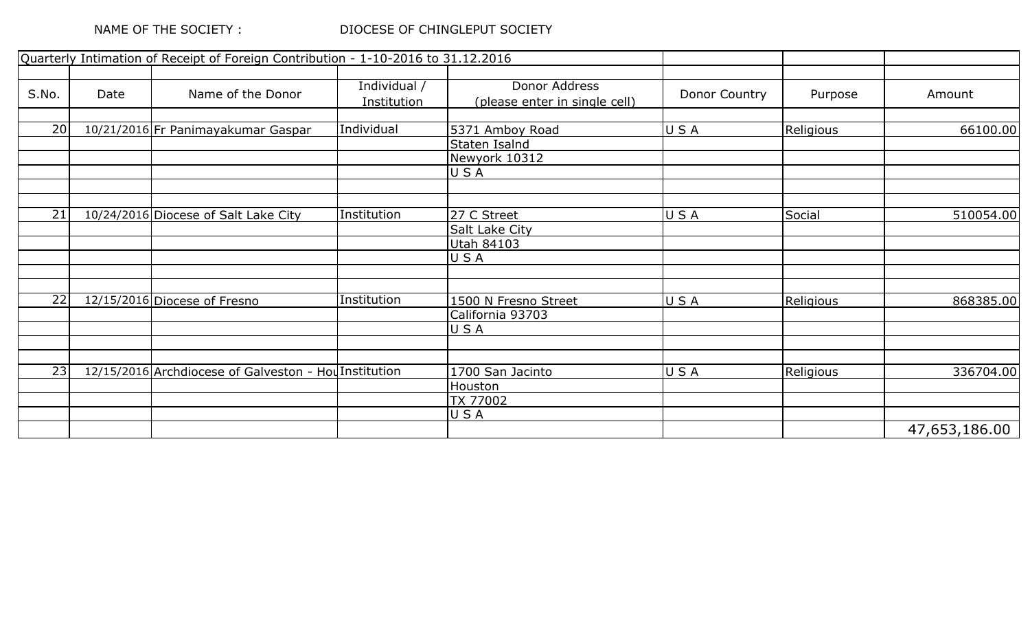NAME OF THE SOCIETY : DIOCESE OF CHINGLEPUT SOCIETY

| Quarterly Intimation of Receipt of Foreign Contribution - 1-10-2016 to 31.12.2016 | | | | | | | |
|---|---|---|---|---|---|---|---|
| S.No. | Date | Name of the Donor | Individual / Institution | Donor Address (please enter in single cell) | Donor Country | Purpose | Amount |
| 20 | 10/21/2016 | Fr Panimayakumar Gaspar | Individual | 5371 Amboy Road | U S A | Religious | 66100.00 |
| | | | | Staten Isalnd | | | |
| | | | | Newyork 10312 | | | |
| | | | | U S A | | | |
| 21 | 10/24/2016 | Diocese of Salt Lake City | Institution | 27 C Street | U S A | Social | 510054.00 |
| | | | | Salt Lake City | | | |
| | | | | Utah 84103 | | | |
| | | | | U S A | | | |
| 22 | 12/15/2016 | Diocese of Fresno | Institution | 1500 N Fresno Street | U S A | Religious | 868385.00 |
| | | | | California 93703 | | | |
| | | | | U S A | | | |
| 23 | 12/15/2016 | Archdiocese of Galveston - Hou | Institution | 1700 San Jacinto | U S A | Religious | 336704.00 |
| | | | | Houston | | | |
| | | | | TX 77002 | | | |
| | | | | U S A | | | |
| | | | | | | | 47,653,186.00 |